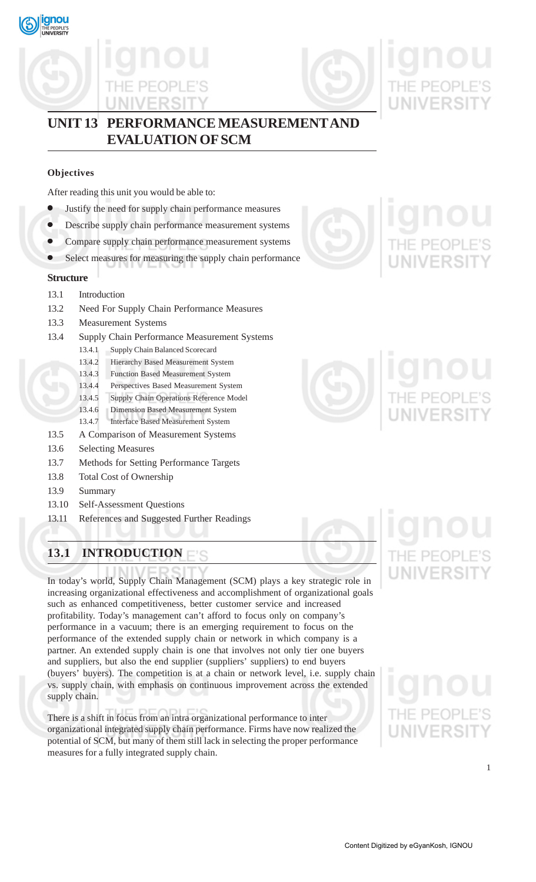# UNIT 13 PERFORMANCE MEASUREMENT AND EVALUATION OF SCM

**Objectives**

After reading this unit you would be able to:

- Justify the need for supply chain performance measures
- Describe supply chain performance measurement systems
- Compare supply chain performance measurement systems
- Select measures for measuring the supply chain performance

**Structure**

13.1 Introduction

13.2 Need For Supply Chain Performance Measures

13.3 Measurement Systems

13.4 Supply Chain Performance Measurement Systems

- 13.4.1 Supply Chain Balanced Scorecard
- 13.4.2 Hierarchy Based Measurement System
- 13.4.3 Function Based Measurement System
- 13.4.4 Perspectives Based Measurement System
- 13.4.5 Supply Chain Operations Reference Model
- 13.4.6 Dimension Based Measurement System
- 13.4.7 Interface Based Measurement System

13.5 A Comparison of Measurement Systems

13.6 Selecting Measures

13.7 Methods for Setting Performance Targets

13.8 Total Cost of Ownership

13.9 Summary

13.10 Self-Assessment Questions

13.11 References and Suggested Further Readings

## 13.1 INTRODUCTION

In today's world, Supply Chain Management (SCM) plays a key strategic role in increasing organizational effectiveness and accomplishment of organizational goals such as enhanced competitiveness, better customer service and increased profitability. Today's management can't afford to focus only on company's performance in a vacuum; there is an emerging requirement to focus on the performance of the extended supply chain or network in which company is a partner. An extended supply chain is one that involves not only tier one buyers and suppliers, but also the end supplier (suppliers' suppliers) to end buyers (buyers' buyers). The competition is at a chain or network level, i.e. supply chain vs. supply chain, with emphasis on continuous improvement across the extended supply chain.

There is a shift in focus from an intra organizational performance to inter organizational integrated supply chain performance. Firms have now realized the potential of SCM, but many of them still lack in selecting the proper performance measures for a fully integrated supply chain.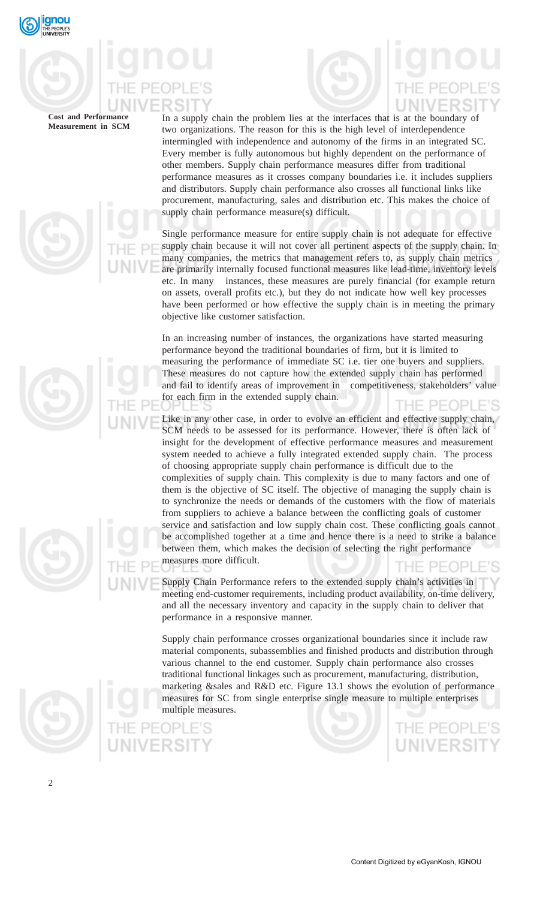In a supply chain the problem lies at the interfaces that is at the boundary of two organizations. The reason for this is the high level of interdependence intermingled with independence and autonomy of the firms in an integrated SC. Every member is fully autonomous but highly dependent on the performance of other members. Supply chain performance measures differ from traditional performance measures as it crosses company boundaries i.e. it includes suppliers and distributors. Supply chain performance also crosses all functional links like procurement, manufacturing, sales and distribution etc. This makes the choice of supply chain performance measure(s) difficult.

Single performance measure for entire supply chain is not adequate for effective supply chain because it will not cover all pertinent aspects of the supply chain. In many companies, the metrics that management refers to, as supply chain metrics are primarily internally focused functional measures like lead-time, inventory levels etc. In many instances, these measures are purely financial (for example return on assets, overall profits etc.), but they do not indicate how well key processes have been performed or how effective the supply chain is in meeting the primary objective like customer satisfaction.

In an increasing number of instances, the organizations have started measuring performance beyond the traditional boundaries of firm, but it is limited to measuring the performance of immediate SC i.e. tier one buyers and suppliers. These measures do not capture how the extended supply chain has performed and fail to identify areas of improvement in competitiveness, stakeholders' value for each firm in the extended supply chain.

Like in any other case, in order to evolve an efficient and effective supply chain, SCM needs to be assessed for its performance. However, there is often lack of insight for the development of effective performance measures and measurement system needed to achieve a fully integrated extended supply chain. The process of choosing appropriate supply chain performance is difficult due to the complexities of supply chain. This complexity is due to many factors and one of them is the objective of SC itself. The objective of managing the supply chain is to synchronize the needs or demands of the customers with the flow of materials from suppliers to achieve a balance between the conflicting goals of customer service and satisfaction and low supply chain cost. These conflicting goals cannot be accomplished together at a time and hence there is a need to strike a balance between them, which makes the decision of selecting the right performance measures more difficult.

Supply Chain Performance refers to the extended supply chain's activities in meeting end-customer requirements, including product availability, on-time delivery, and all the necessary inventory and capacity in the supply chain to deliver that performance in a responsive manner.

Supply chain performance crosses organizational boundaries since it include raw material components, subassemblies and finished products and distribution through various channel to the end customer. Supply chain performance also crosses traditional functional linkages such as procurement, manufacturing, distribution, marketing &sales and R&D etc. Figure 13.1 shows the evolution of performance measures for SC from single enterprise single measure to multiple enterprises multiple measures.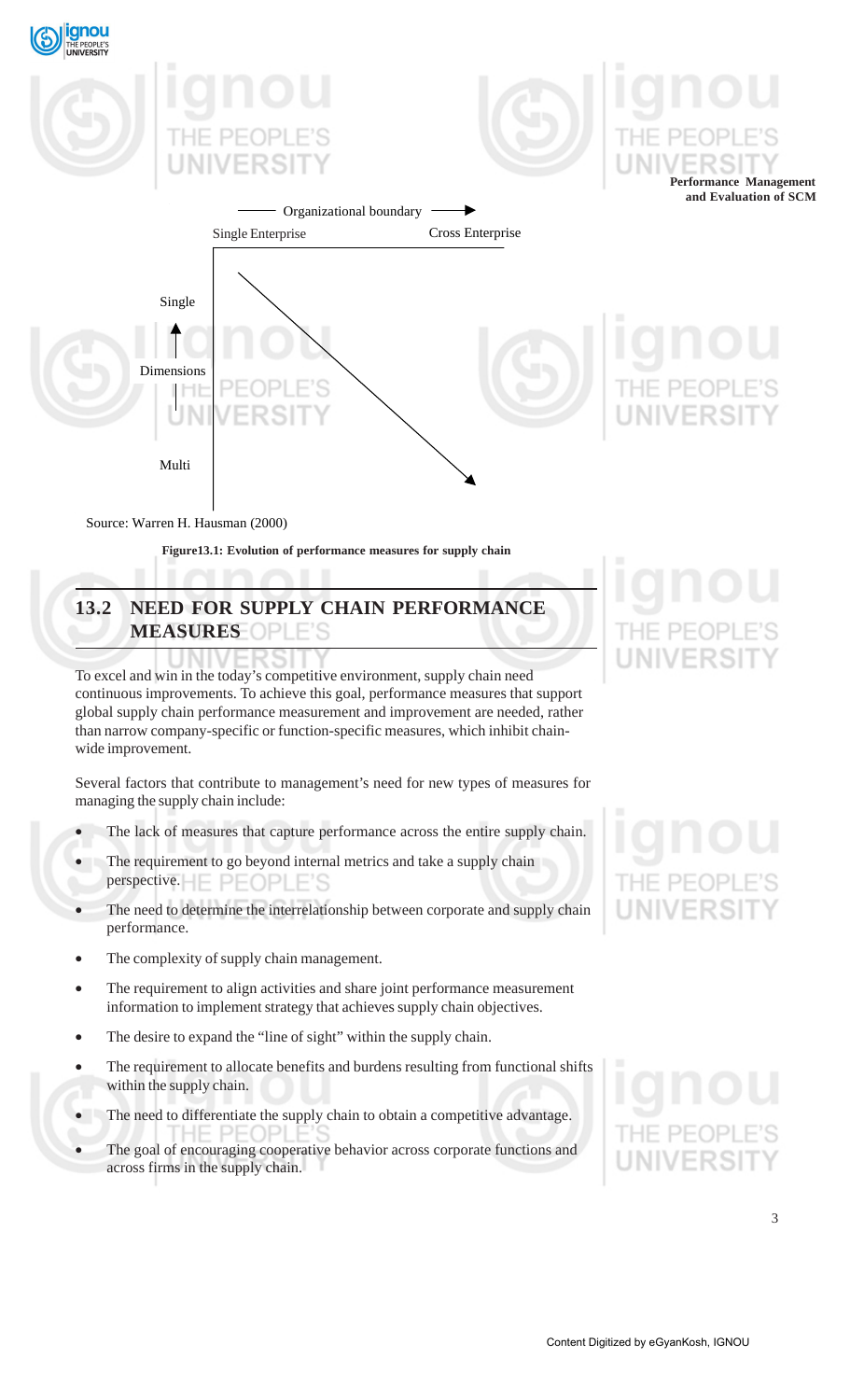Organizational boundary →

Single Enterprise | Cross Enterprise

Single

↑

Dimensions

↓

Multi

Source: Warren H. Hausman (2000)

**Figure13.1: Evolution of performance measures for supply chain**

## 13.2 NEED FOR SUPPLY CHAIN PERFORMANCE MEASURES

To excel and win in the today's competitive environment, supply chain need continuous improvements. To achieve this goal, performance measures that support global supply chain performance measurement and improvement are needed, rather than narrow company-specific or function-specific measures, which inhibit chain-wide improvement.

Several factors that contribute to management's need for new types of measures for managing the supply chain include:

- The lack of measures that capture performance across the entire supply chain.
- The requirement to go beyond internal metrics and take a supply chain perspective.
- The need to determine the interrelationship between corporate and supply chain performance.
- The complexity of supply chain management.
- The requirement to align activities and share joint performance measurement information to implement strategy that achieves supply chain objectives.
- The desire to expand the "line of sight" within the supply chain.
- The requirement to allocate benefits and burdens resulting from functional shifts within the supply chain.
- The need to differentiate the supply chain to obtain a competitive advantage.
- The goal of encouraging cooperative behavior across corporate functions and across firms in the supply chain.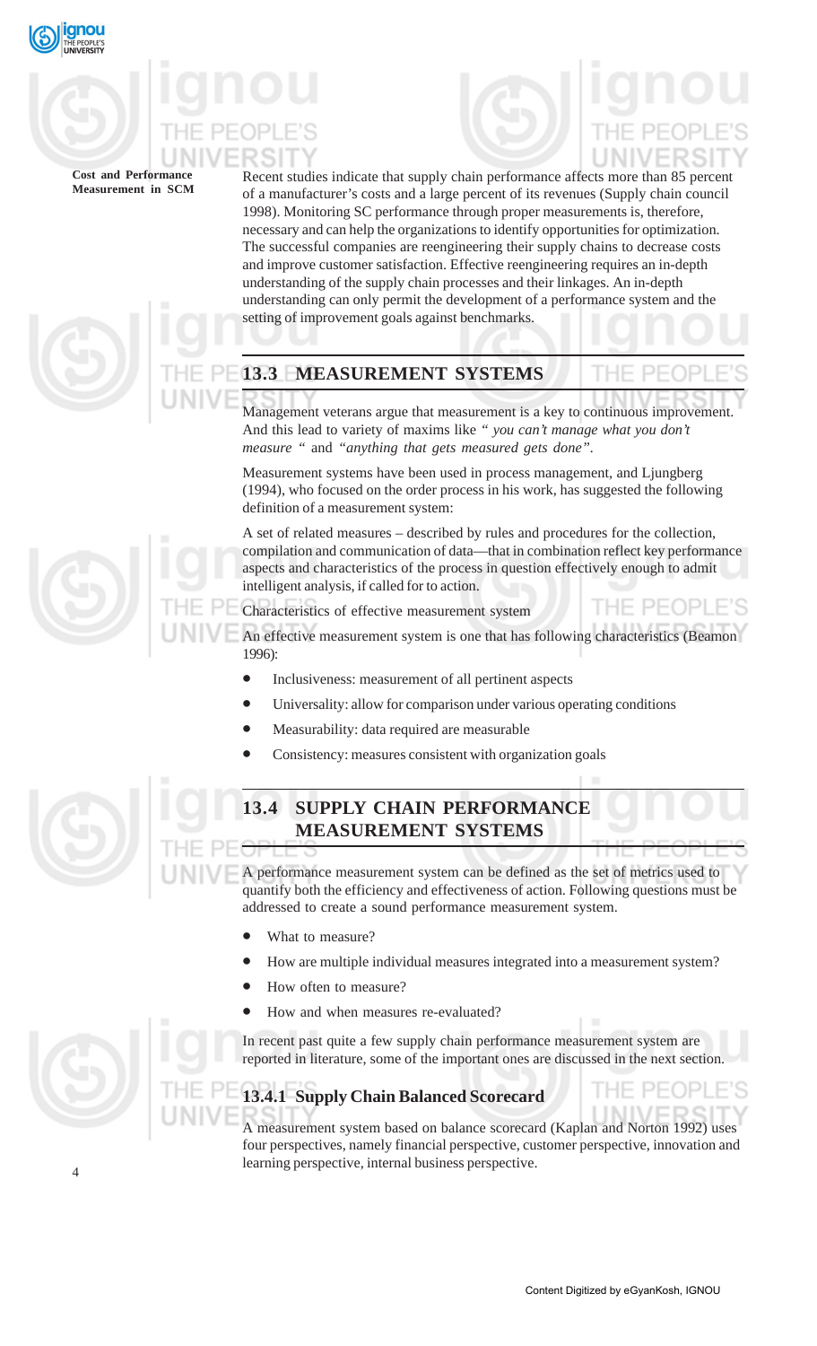Recent studies indicate that supply chain performance affects more than 85 percent of a manufacturer's costs and a large percent of its revenues (Supply chain council 1998). Monitoring SC performance through proper measurements is, therefore, necessary and can help the organizations to identify opportunities for optimization. The successful companies are reengineering their supply chains to decrease costs and improve customer satisfaction. Effective reengineering requires an in-depth understanding of the supply chain processes and their linkages. An in-depth understanding can only permit the development of a performance system and the setting of improvement goals against benchmarks.

## 13.3 MEASUREMENT SYSTEMS

Management veterans argue that measurement is a key to continuous improvement. And this lead to variety of maxims like *" you can't manage what you don't measure "* and *"anything that gets measured gets done"*.

Measurement systems have been used in process management, and Ljungberg (1994), who focused on the order process in his work, has suggested the following definition of a measurement system:

A set of related measures – described by rules and procedures for the collection, compilation and communication of data—that in combination reflect key performance aspects and characteristics of the process in question effectively enough to admit intelligent analysis, if called for to action.

Characteristics of effective measurement system

An effective measurement system is one that has following characteristics (Beamon 1996):

- Inclusiveness: measurement of all pertinent aspects
- Universality: allow for comparison under various operating conditions
- Measurability: data required are measurable
- Consistency: measures consistent with organization goals

## 13.4 SUPPLY CHAIN PERFORMANCE MEASUREMENT SYSTEMS

A performance measurement system can be defined as the set of metrics used to quantify both the efficiency and effectiveness of action. Following questions must be addressed to create a sound performance measurement system.

- What to measure?
- How are multiple individual measures integrated into a measurement system?
- How often to measure?
- How and when measures re-evaluated?

In recent past quite a few supply chain performance measurement system are reported in literature, some of the important ones are discussed in the next section.

### 13.4.1 Supply Chain Balanced Scorecard

A measurement system based on balance scorecard (Kaplan and Norton 1992) uses four perspectives, namely financial perspective, customer perspective, innovation and learning perspective, internal business perspective.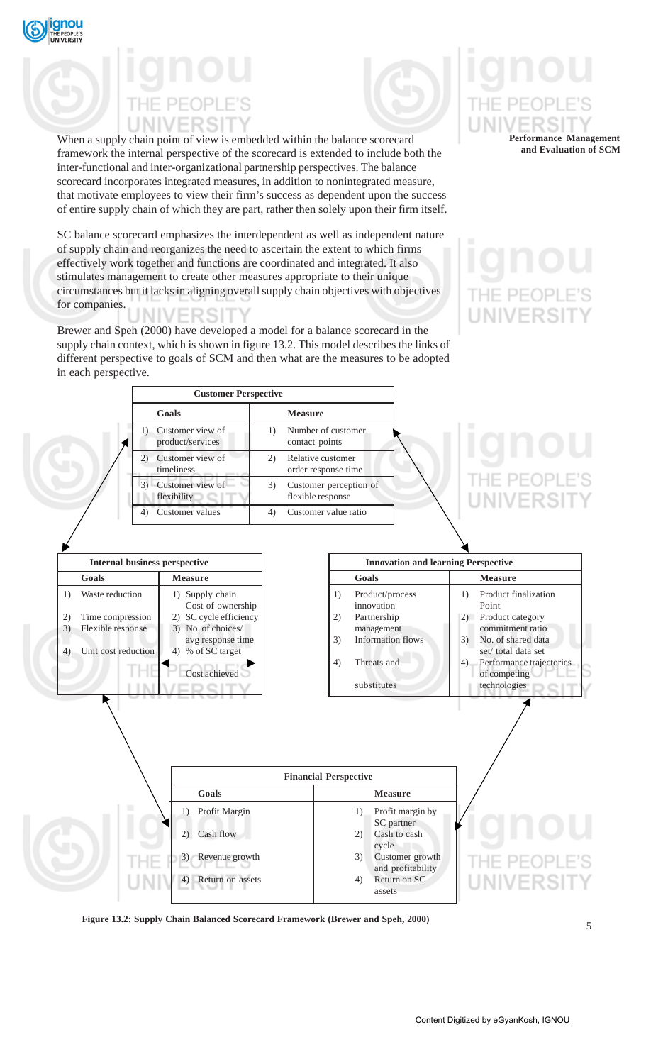When a supply chain point of view is embedded within the balance scorecard framework the internal perspective of the scorecard is extended to include both the inter-functional and inter-organizational partnership perspectives. The balance scorecard incorporates integrated measures, in addition to nonintegrated measure, that motivate employees to view their firm's success as dependent upon the success of entire supply chain of which they are part, rather then solely upon their firm itself.

SC balance scorecard emphasizes the interdependent as well as independent nature of supply chain and reorganizes the need to ascertain the extent to which firms effectively work together and functions are coordinated and integrated. It also stimulates management to create other measures appropriate to their unique circumstances but it lacks in aligning overall supply chain objectives with objectives for companies.

Brewer and Speh (2000) have developed a model for a balance scorecard in the supply chain context, which is shown in figure 13.2. This model describes the links of different perspective to goals of SCM and then what are the measures to be adopted in each perspective.

**Customer Perspective**

| Goals | Measure |
|---|---|
| 1) Customer view of product/services | 1) Number of customer contact points |
| 2) Customer view of timeliness | 2) Relative customer order response time |
| 3) Customer view of flexibility | 3) Customer perception of flexible response |
| 4) Customer values | 4) Customer value ratio |

**Internal business perspective**

| Goals | Measure |
|---|---|
| 1) Waste reduction | 1) Supply chain Cost of ownership |
| 2) Time compression | 2) SC cycle efficiency |
| 3) Flexible response | 3) No. of choices/ avg response time |
| 4) Unit cost reduction | 4) % of SC target Cost achieved |

**Innovation and learning Perspective**

| Goals | Measure |
|---|---|
| 1) Product/process innovation | 1) Product finalization Point |
| 2) Partnership management | 2) Product category commitment ratio |
| 3) Information flows | 3) No. of shared data set/ total data set |
| 4) Threats and substitutes | 4) Performance trajectories of competing technologies |

**Financial Perspective**

| Goals | Measure |
|---|---|
| 1) Profit Margin | 1) Profit margin by SC partner |
| 2) Cash flow | 2) Cash to cash cycle |
| 3) Revenue growth | 3) Customer growth and profitability |
| 4) Return on assets | 4) Return on SC assets |

**Figure 13.2: Supply Chain Balanced Scorecard Framework (Brewer and Speh, 2000)**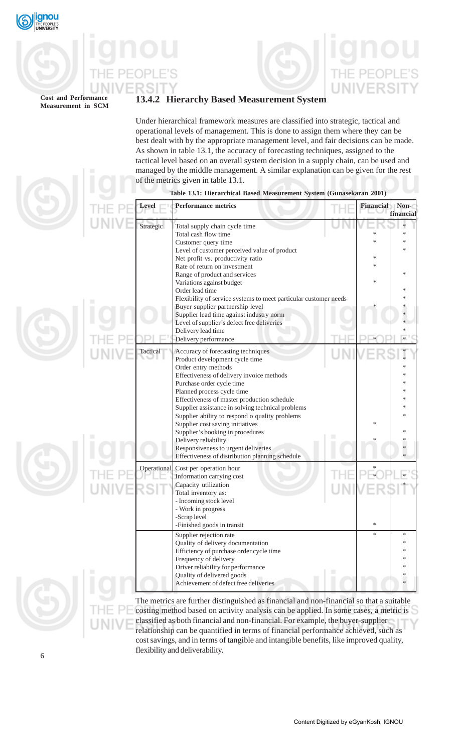### 13.4.2 Hierarchy Based Measurement System

Under hierarchical framework measures are classified into strategic, tactical and operational levels of management. This is done to assign them where they can be best dealt with by the appropriate management level, and fair decisions can be made. As shown in table 13.1, the accuracy of forecasting techniques, assigned to the tactical level based on an overall system decision in a supply chain, can be used and managed by the middle management. A similar explanation can be given for the rest of the metrics given in table 13.1.

**Table 13.1: Hierarchical Based Measurement System (Gunasekaran 2001)**

| Level | Performance metrics | Financial | Non-financial |
|---|---|---|---|
| Strategic | Total supply chain cycle time | | * |
| | Total cash flow time | * | * |
| | Customer query time | * | * |
| | Level of customer perceived value of product | | * |
| | Net profit vs. productivity ratio | * | |
| | Rate of return on investment | * | |
| | Range of product and services | | * |
| | Variations against budget | * | |
| | Order lead time | | * |
| | Flexibility of service systems to meet particular customer needs | | * |
| | Buyer supplier partnership level | * | * |
| | Supplier lead time against industry norm | | * |
| | Level of supplier's defect free deliveries | | * |
| | Delivery lead time | | * |
| | Delivery performance | * | * |
| Tactical | Accuracy of forecasting techniques | | * |
| | Product development cycle time | | * |
| | Order entry methods | | * |
| | Effectiveness of delivery invoice methods | | * |
| | Purchase order cycle time | | * |
| | Planned process cycle time | | * |
| | Effectiveness of master production schedule | | * |
| | Supplier assistance in solving technical problems | | * |
| | Supplier ability to respond o quality problems | | * |
| | Supplier cost saving initiatives | * | |
| | Supplier's booking in procedures | | * |
| | Delivery reliability | * | * |
| | Responsiveness to urgent deliveries | | * |
| | Effectiveness of distribution planning schedule | | * |
| Operational | Cost per operation hour | * | |
| | Information carrying cost | * | * |
| | Capacity utilization | | * |
| | Total inventory as: | | |
| | - Incoming stock level | | |
| | - Work in progress | | |
| | -Scrap level | | |
| | -Finished goods in transit | * | |
| | Supplier rejection rate | * | * |
| | Quality of delivery documentation | | * |
| | Efficiency of purchase order cycle time | | * |
| | Frequency of delivery | | * |
| | Driver reliability for performance | | * |
| | Quality of delivered goods | | * |
| | Achievement of defect free deliveries | | * |

The metrics are further distinguished as financial and non-financial so that a suitable costing method based on activity analysis can be applied. In some cases, a metric is classified as both financial and non-financial. For example, the buyer-supplier relationship can be quantified in terms of financial performance achieved, such as cost savings, and in terms of tangible and intangible benefits, like improved quality, flexibility and deliverability.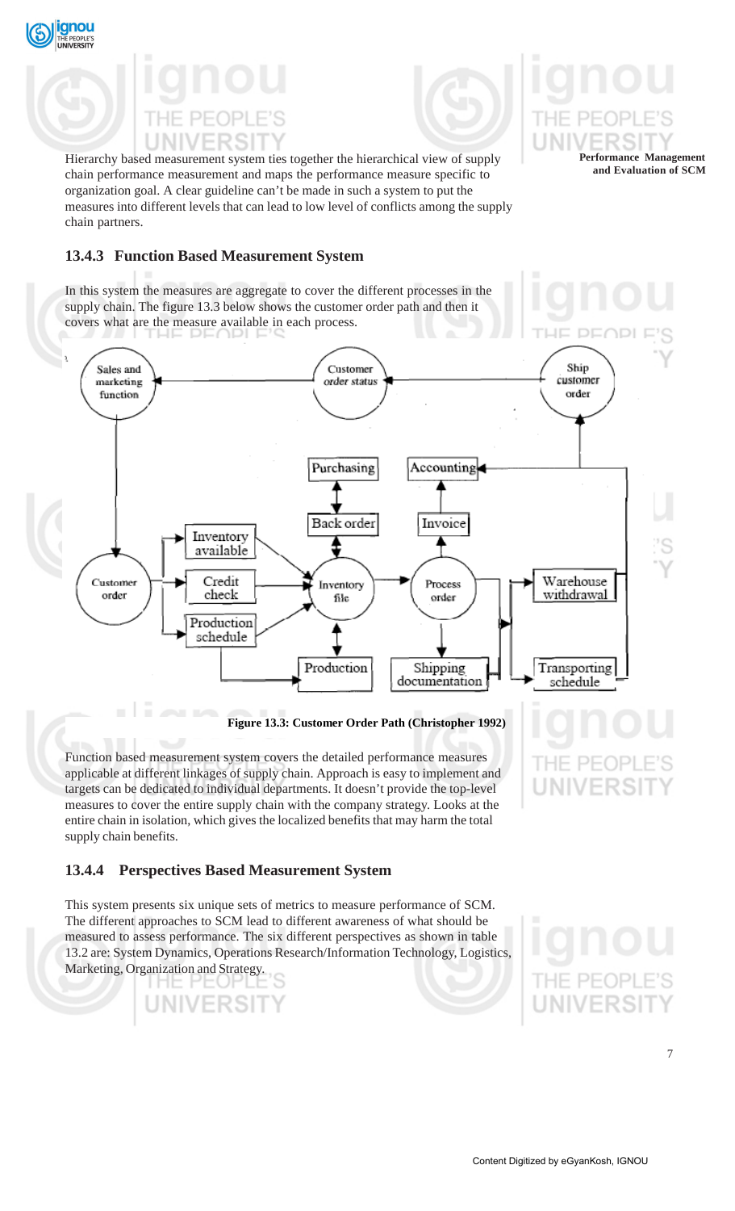Hierarchy based measurement system ties together the hierarchical view of supply chain performance measurement and maps the performance measure specific to organization goal. A clear guideline can't be made in such a system to put the measures into different levels that can lead to low level of conflicts among the supply chain partners.

### 13.4.3 Function Based Measurement System

In this system the measures are aggregate to cover the different processes in the supply chain. The figure 13.3 below shows the customer order path and then it covers what are the measure available in each process.

**Figure 13.3: Customer Order Path (Christopher 1992)**

Function based measurement system covers the detailed performance measures applicable at different linkages of supply chain. Approach is easy to implement and targets can be dedicated to individual departments. It doesn't provide the top-level measures to cover the entire supply chain with the company strategy. Looks at the entire chain in isolation, which gives the localized benefits that may harm the total supply chain benefits.

### 13.4.4 Perspectives Based Measurement System

This system presents six unique sets of metrics to measure performance of SCM. The different approaches to SCM lead to different awareness of what should be measured to assess performance. The six different perspectives as shown in table 13.2 are: System Dynamics, Operations Research/Information Technology, Logistics, Marketing, Organization and Strategy.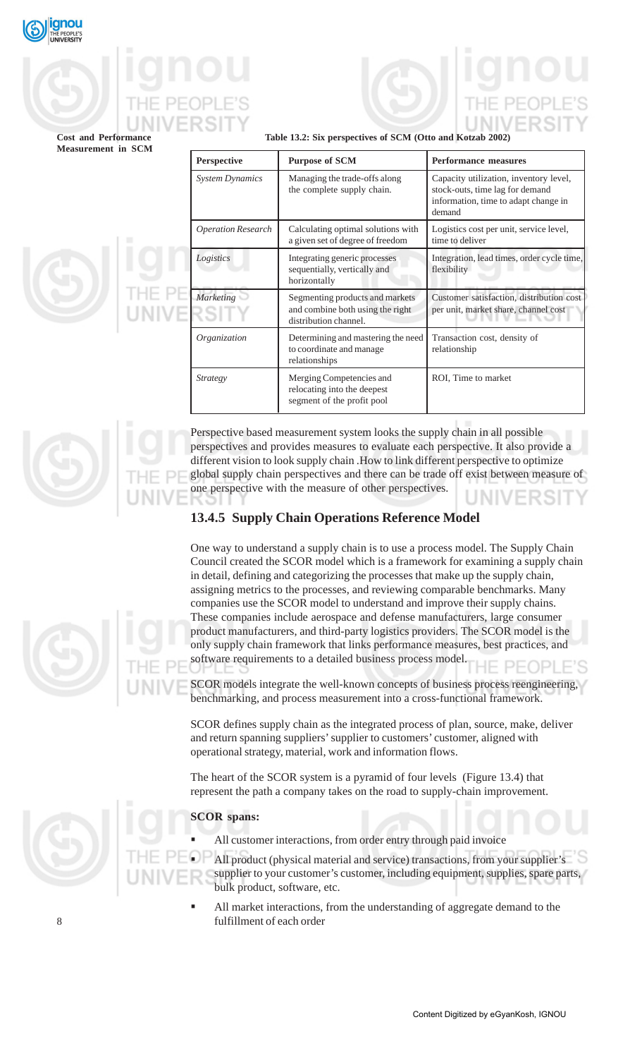**Table 13.2: Six perspectives of SCM (Otto and Kotzab 2002)**

| Perspective | Purpose of SCM | Performance measures |
|---|---|---|
| *System Dynamics* | Managing the trade-offs along the complete supply chain. | Capacity utilization, inventory level, stock-outs, time lag for demand information, time to adapt change in demand |
| *Operation Research* | Calculating optimal solutions with a given set of degree of freedom | Logistics cost per unit, service level, time to deliver |
| *Logistics* | Integrating generic processes sequentially, vertically and horizontally | Integration, lead times, order cycle time, flexibility |
| *Marketing* | Segmenting products and markets and combine both using the right distribution channel. | Customer satisfaction, distribution cost per unit, market share, channel cost |
| *Organization* | Determining and mastering the need to coordinate and manage relationships | Transaction cost, density of relationship |
| *Strategy* | Merging Competencies and relocating into the deepest segment of the profit pool | ROI, Time to market |

Perspective based measurement system looks the supply chain in all possible perspectives and provides measures to evaluate each perspective. It also provide a different vision to look supply chain .How to link different perspective to optimize global supply chain perspectives and there can be trade off exist between measure of one perspective with the measure of other perspectives.

### 13.4.5 Supply Chain Operations Reference Model

One way to understand a supply chain is to use a process model. The Supply Chain Council created the SCOR model which is a framework for examining a supply chain in detail, defining and categorizing the processes that make up the supply chain, assigning metrics to the processes, and reviewing comparable benchmarks. Many companies use the SCOR model to understand and improve their supply chains. These companies include aerospace and defense manufacturers, large consumer product manufacturers, and third-party logistics providers. The SCOR model is the only supply chain framework that links performance measures, best practices, and software requirements to a detailed business process model.

SCOR models integrate the well-known concepts of business process reengineering, benchmarking, and process measurement into a cross-functional framework.

SCOR defines supply chain as the integrated process of plan, source, make, deliver and return spanning suppliers' supplier to customers' customer, aligned with operational strategy, material, work and information flows.

The heart of the SCOR system is a pyramid of four levels (Figure 13.4) that represent the path a company takes on the road to supply-chain improvement.

**SCOR spans:**

- All customer interactions, from order entry through paid invoice
- All product (physical material and service) transactions, from your supplier's supplier to your customer's customer, including equipment, supplies, spare parts, bulk product, software, etc.
- All market interactions, from the understanding of aggregate demand to the fulfillment of each order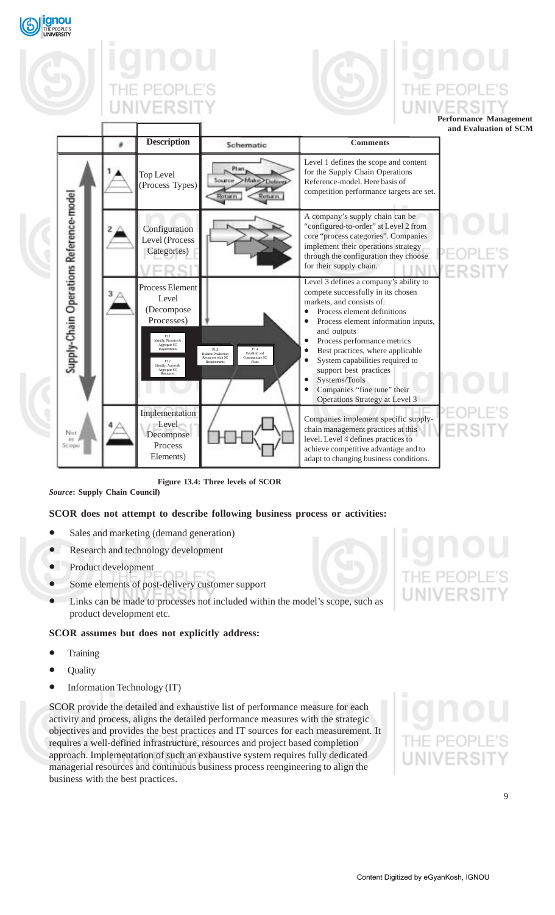| | # | Description | Schematic | Comments |
|---|---|---|---|---|
| Supply-Chain Operations Reference-model | 1 | Top Level (Process Types) | Plan, Source, Make, Deliver, Return, Return | Level 1 defines the scope and content for the Supply Chain Operations Reference-model. Here basis of competition performance targets are set. |
| | 2 | Configuration Level (Process Categories) | | A company's supply chain can be "configured-to-order" at Level 2 from core "process categories". Companies implement their operations strategy through the configuration they choose for their supply chain. |
| | 3 | Process Element Level (Decompose Processes) P1.1 Identify, Prioritize & Aggregate SC Requirements; P1.2 Identify, Access & Aggregate SC Resources | P1.3 Balance Production Resources with SC Requirements; P1.4 Establish and Communicate SC Plans | Level 3 defines a company's ability to compete successfully in its chosen markets, and consists of: <br>• Process element definitions <br>• Process element information inputs, and outputs <br>• Process performance metrics <br>• Best practices, where applicable <br>• System capabilities required to support best practices <br>• Systems/Tools <br>• Companies "fine tune" their Operations Strategy at Level 3 |
| Not in Scope | 4 | Implementation Level Decompose Process Elements) | | Companies implement specific supply-chain management practices at this level. Level 4 defines practices to achieve competitive advantage and to adapt to changing business conditions. |

**Figure 13.4: Three levels of SCOR**

***Source*: Supply Chain Council)**

**SCOR does not attempt to describe following business process or activities:**

- Sales and marketing (demand generation)
- Research and technology development
- Product development
- Some elements of post-delivery customer support
- Links can be made to processes not included within the model's scope, such as product development etc.

**SCOR assumes but does not explicitly address:**

- Training
- Quality
- Information Technology (IT)

SCOR provide the detailed and exhaustive list of performance measure for each activity and process, aligns the detailed performance measures with the strategic objectives and provides the best practices and IT sources for each measurement. It requires a well-defined infrastructure, resources and project based completion approach. Implementation of such an exhaustive system requires fully dedicated managerial resources and continuous business process reengineering to align the business with the best practices.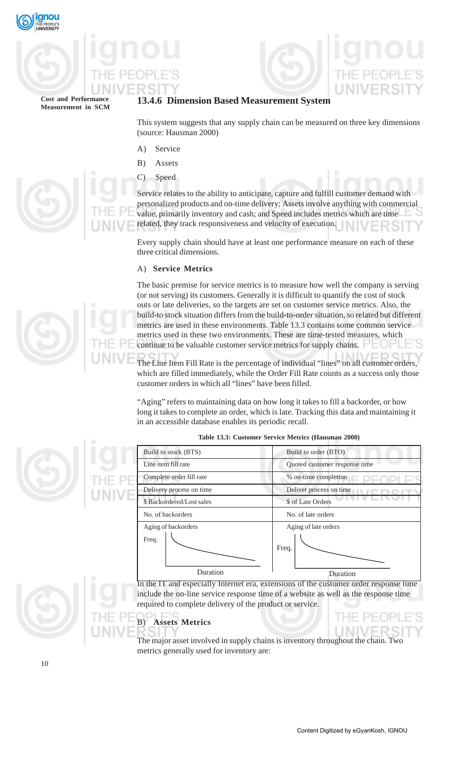### 13.4.6 Dimension Based Measurement System

This system suggests that any supply chain can be measured on three key dimensions (source: Hausman 2000)

A) Service

B) Assets

C) Speed

Service relates to the ability to anticipate, capture and fulfill customer demand with personalized products and on-time delivery; Assets involve anything with commercial value, primarily inventory and cash; and Speed includes metrics which are time related, they track responsiveness and velocity of execution.

Every supply chain should have at least one performance measure on each of these three critical dimensions.

A) **Service Metrics**

The basic premise for service metrics is to measure how well the company is serving (or not serving) its customers. Generally it is difficult to quantify the cost of stock outs or late deliveries, so the targets are set on customer service metrics. Also, the build-to stock situation differs from the build-to-order situation, so related but different metrics are used in these environments. Table 13.3 contains some common service metrics used in these two environments. These are time-tested measures, which continue to be valuable customer service metrics for supply chains.

The Line Item Fill Rate is the percentage of individual "lines" on all customer orders, which are filled immediately, while the Order Fill Rate counts as a success only those customer orders in which all "lines" have been filled.

"Aging" refers to maintaining data on how long it takes to fill a backorder, or how long it takes to complete an order, which is late. Tracking this data and maintaining it in an accessible database enables its periodic recall.

**Table 13.3: Customer Service Metrics (Hausman 2000)**

| Build to stock (BTS) | Build to order (BTO) |
|---|---|
| Line item fill rate | Quoted customer response time |
| Complete order fill rate | % on-time completion |
| Delivery process on time | Deliver process on time |
| $ Backordered/Lost sales | $ of Late Orders |
| No. of backorders | No. of late orders |
| Aging of backorders (graph: Freq. vs Duration) | Aging of late orders (graph: Freq. vs Duration) |

In the IT and especially Internet era, extensions of the customer order response time include the on-line service response time of a website as well as the response time required to complete delivery of the product or service.

B) **Assets Metrics**

The major asset involved in supply chains is inventory throughout the chain. Two metrics generally used for inventory are: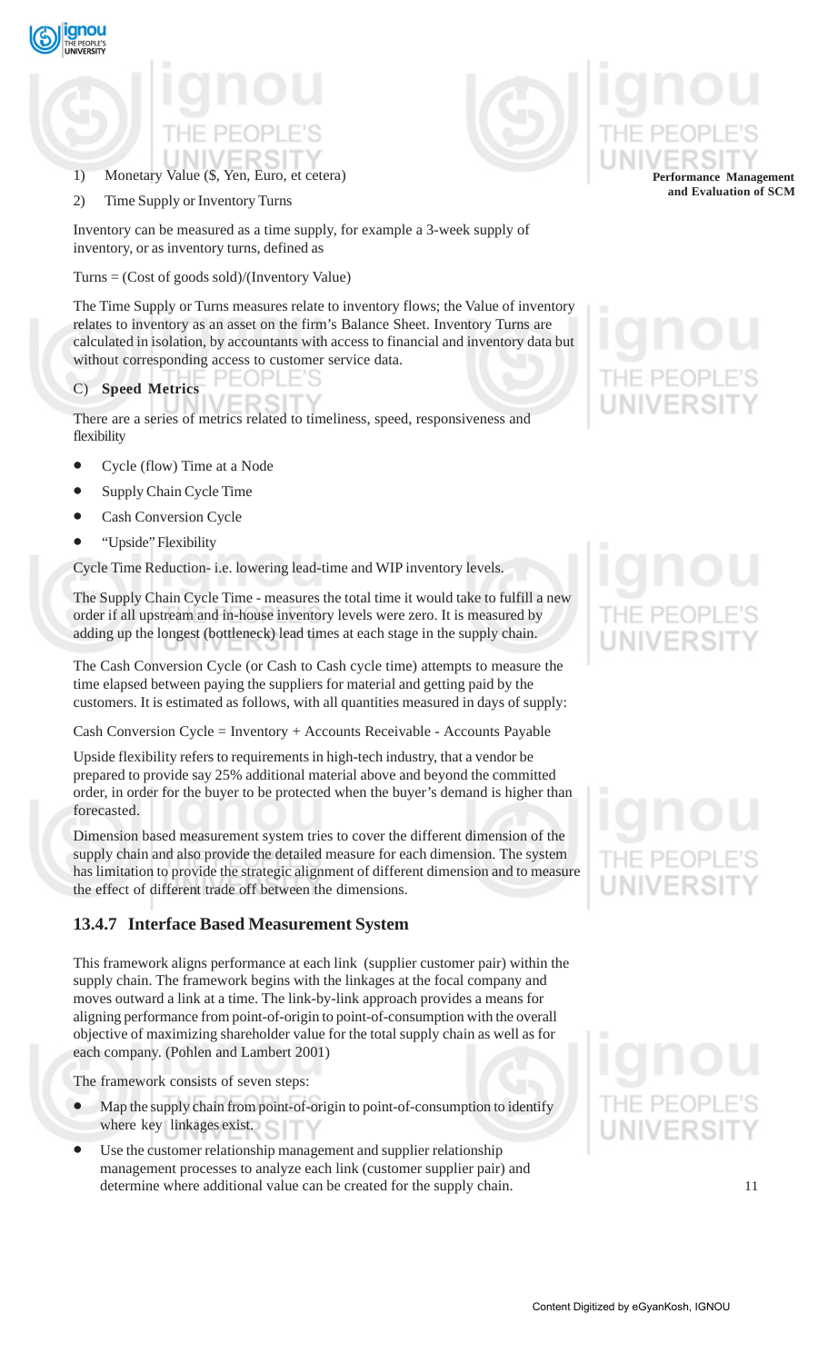1) Monetary Value ($, Yen, Euro, et cetera)

2) Time Supply or Inventory Turns

Inventory can be measured as a time supply, for example a 3-week supply of inventory, or as inventory turns, defined as

Turns = (Cost of goods sold)/(Inventory Value)

The Time Supply or Turns measures relate to inventory flows; the Value of inventory relates to inventory as an asset on the firm's Balance Sheet. Inventory Turns are calculated in isolation, by accountants with access to financial and inventory data but without corresponding access to customer service data.

C) **Speed Metrics**

There are a series of metrics related to timeliness, speed, responsiveness and flexibility

- Cycle (flow) Time at a Node
- Supply Chain Cycle Time
- Cash Conversion Cycle
- "Upside" Flexibility

Cycle Time Reduction- i.e. lowering lead-time and WIP inventory levels.

The Supply Chain Cycle Time - measures the total time it would take to fulfill a new order if all upstream and in-house inventory levels were zero. It is measured by adding up the longest (bottleneck) lead times at each stage in the supply chain.

The Cash Conversion Cycle (or Cash to Cash cycle time) attempts to measure the time elapsed between paying the suppliers for material and getting paid by the customers. It is estimated as follows, with all quantities measured in days of supply:

Cash Conversion Cycle = Inventory + Accounts Receivable - Accounts Payable

Upside flexibility refers to requirements in high-tech industry, that a vendor be prepared to provide say 25% additional material above and beyond the committed order, in order for the buyer to be protected when the buyer's demand is higher than forecasted.

Dimension based measurement system tries to cover the different dimension of the supply chain and also provide the detailed measure for each dimension. The system has limitation to provide the strategic alignment of different dimension and to measure the effect of different trade off between the dimensions.

### 13.4.7 Interface Based Measurement System

This framework aligns performance at each link (supplier customer pair) within the supply chain. The framework begins with the linkages at the focal company and moves outward a link at a time. The link-by-link approach provides a means for aligning performance from point-of-origin to point-of-consumption with the overall objective of maximizing shareholder value for the total supply chain as well as for each company. (Pohlen and Lambert 2001)

The framework consists of seven steps:

- Map the supply chain from point-of-origin to point-of-consumption to identify where key linkages exist.
- Use the customer relationship management and supplier relationship management processes to analyze each link (customer supplier pair) and determine where additional value can be created for the supply chain.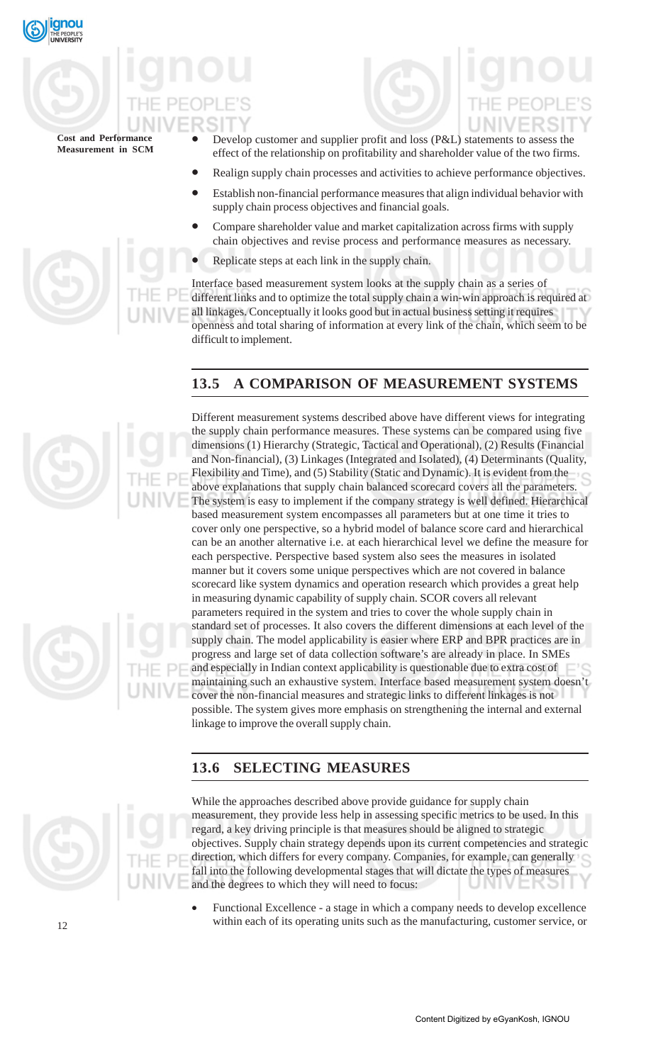- Develop customer and supplier profit and loss (P&L) statements to assess the effect of the relationship on profitability and shareholder value of the two firms.
- Realign supply chain processes and activities to achieve performance objectives.
- Establish non-financial performance measures that align individual behavior with supply chain process objectives and financial goals.
- Compare shareholder value and market capitalization across firms with supply chain objectives and revise process and performance measures as necessary.
- Replicate steps at each link in the supply chain.

Interface based measurement system looks at the supply chain as a series of different links and to optimize the total supply chain a win-win approach is required at all linkages. Conceptually it looks good but in actual business setting it requires openness and total sharing of information at every link of the chain, which seem to be difficult to implement.

## 13.5 A COMPARISON OF MEASUREMENT SYSTEMS

Different measurement systems described above have different views for integrating the supply chain performance measures. These systems can be compared using five dimensions (1) Hierarchy (Strategic, Tactical and Operational), (2) Results (Financial and Non-financial), (3) Linkages (Integrated and Isolated), (4) Determinants (Quality, Flexibility and Time), and (5) Stability (Static and Dynamic). It is evident from the above explanations that supply chain balanced scorecard covers all the parameters. The system is easy to implement if the company strategy is well defined. Hierarchical based measurement system encompasses all parameters but at one time it tries to cover only one perspective, so a hybrid model of balance score card and hierarchical can be an another alternative i.e. at each hierarchical level we define the measure for each perspective. Perspective based system also sees the measures in isolated manner but it covers some unique perspectives which are not covered in balance scorecard like system dynamics and operation research which provides a great help in measuring dynamic capability of supply chain. SCOR covers all relevant parameters required in the system and tries to cover the whole supply chain in standard set of processes. It also covers the different dimensions at each level of the supply chain. The model applicability is easier where ERP and BPR practices are in progress and large set of data collection software's are already in place. In SMEs and especially in Indian context applicability is questionable due to extra cost of maintaining such an exhaustive system. Interface based measurement system doesn't cover the non-financial measures and strategic links to different linkages is not possible. The system gives more emphasis on strengthening the internal and external linkage to improve the overall supply chain.

## 13.6 SELECTING MEASURES

While the approaches described above provide guidance for supply chain measurement, they provide less help in assessing specific metrics to be used. In this regard, a key driving principle is that measures should be aligned to strategic objectives. Supply chain strategy depends upon its current competencies and strategic direction, which differs for every company. Companies, for example, can generally fall into the following developmental stages that will dictate the types of measures and the degrees to which they will need to focus:

- Functional Excellence - a stage in which a company needs to develop excellence within each of its operating units such as the manufacturing, customer service, or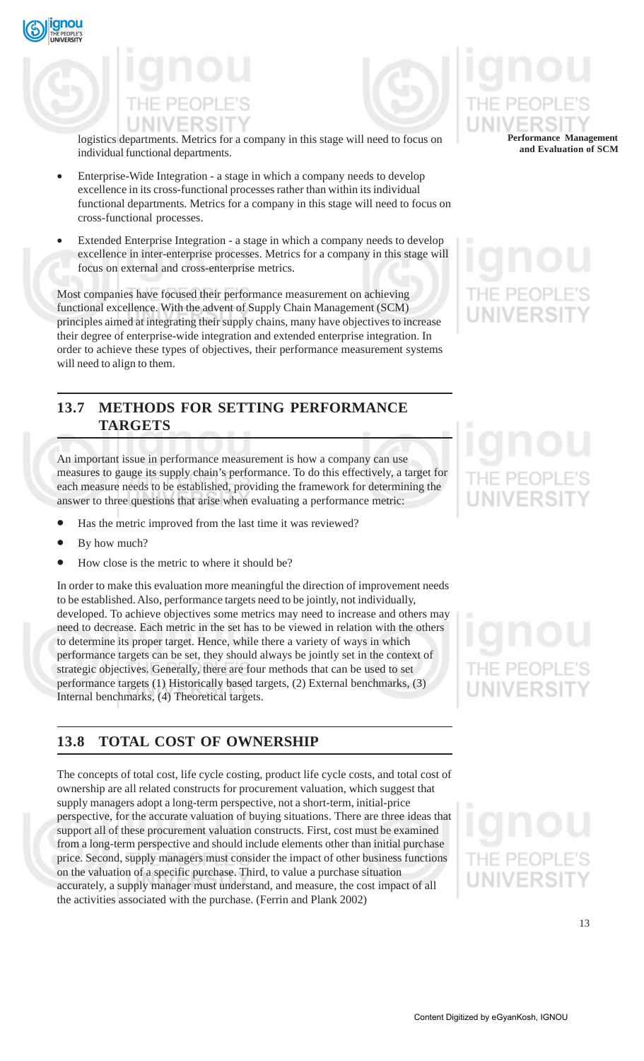logistics departments. Metrics for a company in this stage will need to focus on individual functional departments.

- Enterprise-Wide Integration - a stage in which a company needs to develop excellence in its cross-functional processes rather than within its individual functional departments. Metrics for a company in this stage will need to focus on cross-functional processes.
- Extended Enterprise Integration - a stage in which a company needs to develop excellence in inter-enterprise processes. Metrics for a company in this stage will focus on external and cross-enterprise metrics.

Most companies have focused their performance measurement on achieving functional excellence. With the advent of Supply Chain Management (SCM) principles aimed at integrating their supply chains, many have objectives to increase their degree of enterprise-wide integration and extended enterprise integration. In order to achieve these types of objectives, their performance measurement systems will need to align to them.

## 13.7 METHODS FOR SETTING PERFORMANCE TARGETS

An important issue in performance measurement is how a company can use measures to gauge its supply chain's performance. To do this effectively, a target for each measure needs to be established, providing the framework for determining the answer to three questions that arise when evaluating a performance metric:

- Has the metric improved from the last time it was reviewed?
- By how much?
- How close is the metric to where it should be?

In order to make this evaluation more meaningful the direction of improvement needs to be established. Also, performance targets need to be jointly, not individually, developed. To achieve objectives some metrics may need to increase and others may need to decrease. Each metric in the set has to be viewed in relation with the others to determine its proper target. Hence, while there a variety of ways in which performance targets can be set, they should always be jointly set in the context of strategic objectives. Generally, there are four methods that can be used to set performance targets (1) Historically based targets, (2) External benchmarks, (3) Internal benchmarks, (4) Theoretical targets.

## 13.8 TOTAL COST OF OWNERSHIP

The concepts of total cost, life cycle costing, product life cycle costs, and total cost of ownership are all related constructs for procurement valuation, which suggest that supply managers adopt a long-term perspective, not a short-term, initial-price perspective, for the accurate valuation of buying situations. There are three ideas that support all of these procurement valuation constructs. First, cost must be examined from a long-term perspective and should include elements other than initial purchase price. Second, supply managers must consider the impact of other business functions on the valuation of a specific purchase. Third, to value a purchase situation accurately, a supply manager must understand, and measure, the cost impact of all the activities associated with the purchase. (Ferrin and Plank 2002)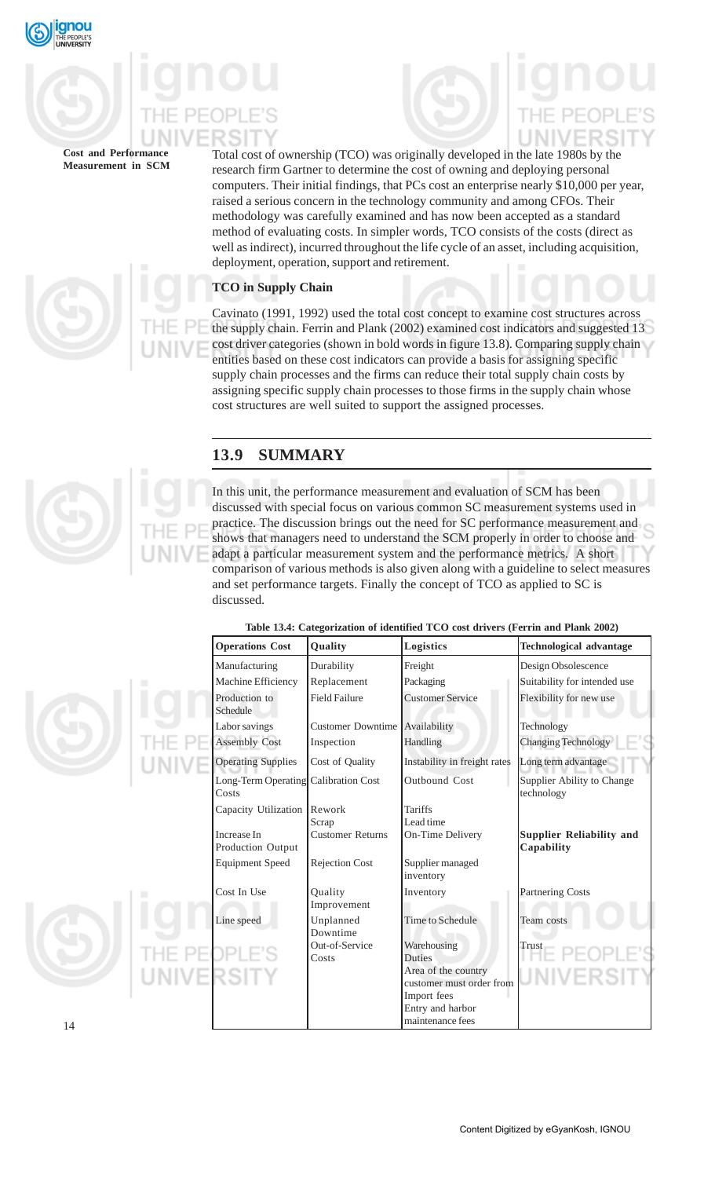Total cost of ownership (TCO) was originally developed in the late 1980s by the research firm Gartner to determine the cost of owning and deploying personal computers. Their initial findings, that PCs cost an enterprise nearly $10,000 per year, raised a serious concern in the technology community and among CFOs. Their methodology was carefully examined and has now been accepted as a standard method of evaluating costs. In simpler words, TCO consists of the costs (direct as well as indirect), incurred throughout the life cycle of an asset, including acquisition, deployment, operation, support and retirement.

**TCO in Supply Chain**

Cavinato (1991, 1992) used the total cost concept to examine cost structures across the supply chain. Ferrin and Plank (2002) examined cost indicators and suggested 13 cost driver categories (shown in bold words in figure 13.8). Comparing supply chain entities based on these cost indicators can provide a basis for assigning specific supply chain processes and the firms can reduce their total supply chain costs by assigning specific supply chain processes to those firms in the supply chain whose cost structures are well suited to support the assigned processes.

## 13.9 SUMMARY

In this unit, the performance measurement and evaluation of SCM has been discussed with special focus on various common SC measurement systems used in practice. The discussion brings out the need for SC performance measurement and shows that managers need to understand the SCM properly in order to choose and adapt a particular measurement system and the performance metrics. A short comparison of various methods is also given along with a guideline to select measures and set performance targets. Finally the concept of TCO as applied to SC is discussed.

**Table 13.4: Categorization of identified TCO cost drivers (Ferrin and Plank 2002)**

| **Operations Cost** | **Quality** | **Logistics** | **Technological advantage** |
|---|---|---|---|
| Manufacturing | Durability | Freight | Design Obsolescence |
| Machine Efficiency | Replacement | Packaging | Suitability for intended use |
| Production to Schedule | Field Failure | Customer Service | Flexibility for new use |
| Labor savings | Customer Downtime | Availability | Technology |
| Assembly Cost | Inspection | Handling | Changing Technology |
| Operating Supplies | Cost of Quality | Instability in freight rates | Long term advantage |
| Long-Term Operating Costs | Calibration Cost | Outbound Cost | Supplier Ability to Change technology |
| Capacity Utilization | Rework<br>Scrap | Tariffs<br>Lead time | |
| Increase In Production Output | Customer Returns | On-Time Delivery | **Supplier Reliability and Capability** |
| Equipment Speed | Rejection Cost | Supplier managed inventory | |
| Cost In Use | Quality Improvement | Inventory | Partnering Costs |
| Line speed | Unplanned Downtime | Time to Schedule | Team costs |
| | Out-of-Service Costs | Warehousing<br>Duties<br>Area of the country customer must order from<br>Import fees<br>Entry and harbor maintenance fees | Trust |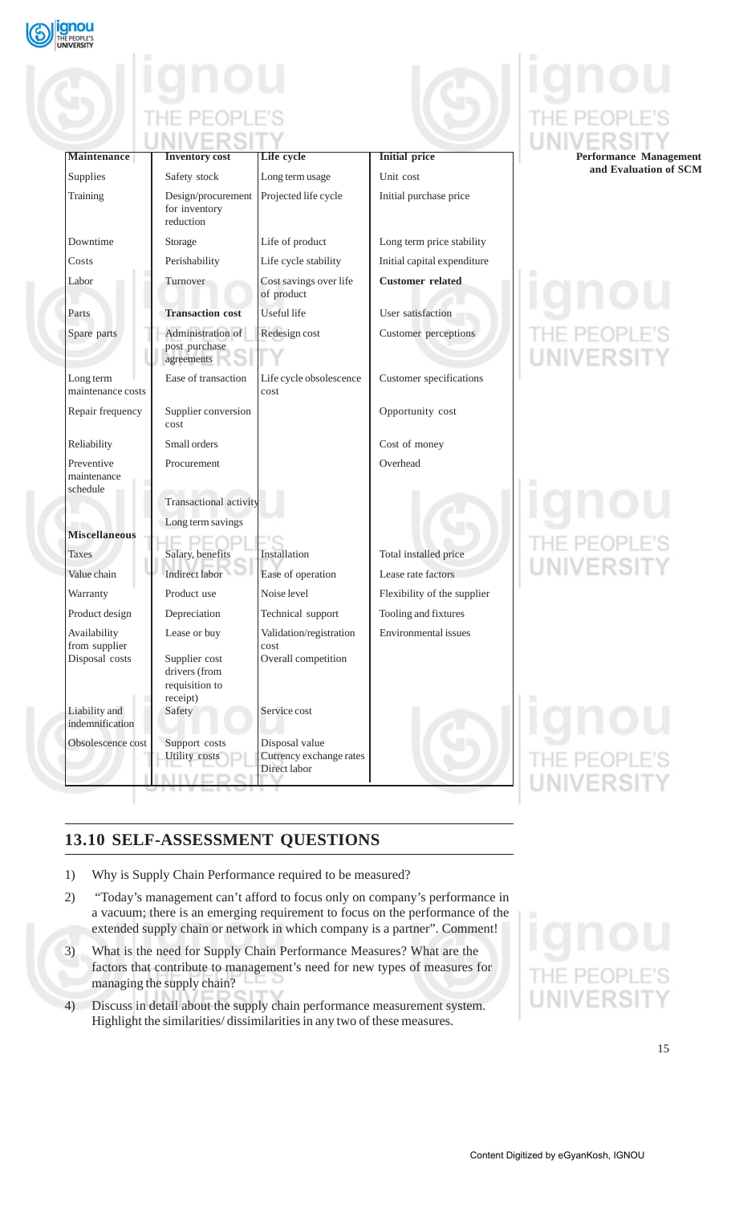| Maintenance | Inventory cost | Life cycle | Initial price |
|---|---|---|---|
| Supplies | Safety stock | Long term usage | Unit cost |
| Training | Design/procurement for inventory reduction | Projected life cycle | Initial purchase price |
| Downtime | Storage | Life of product | Long term price stability |
| Costs | Perishability | Life cycle stability | Initial capital expenditure |
| Labor | Turnover | Cost savings over life of product | **Customer related** |
| Parts | **Transaction cost** | Useful life | User satisfaction |
| Spare parts | Administration of post purchase agreements | Redesign cost | Customer perceptions |
| Long term maintenance costs | Ease of transaction | Life cycle obsolescence cost | Customer specifications |
| Repair frequency | Supplier conversion cost | | Opportunity cost |
| Reliability | Small orders | | Cost of money |
| Preventive maintenance schedule | Procurement | | Overhead |
| | Transactional activity | | |
| | Long term savings | | |
| **Miscellaneous** | | | |
| Taxes | Salary, benefits | Installation | Total installed price |
| Value chain | Indirect labor | Ease of operation | Lease rate factors |
| Warranty | Product use | Noise level | Flexibility of the supplier |
| Product design | Depreciation | Technical support | Tooling and fixtures |
| Availability from supplier | Lease or buy | Validation/registration cost | Environmental issues |
| Disposal costs | Supplier cost drivers (from requisition to receipt) | Overall competition | |
| Liability and indemnification | Safety | Service cost | |
| Obsolescence cost | Support costs | Disposal value | |
| | Utility costs | Currency exchange rates | |
| | | Direct labor | |

## 13.10 SELF-ASSESSMENT QUESTIONS

1) Why is Supply Chain Performance required to be measured?
2) "Today's management can't afford to focus only on company's performance in a vacuum; there is an emerging requirement to focus on the performance of the extended supply chain or network in which company is a partner". Comment!
3) What is the need for Supply Chain Performance Measures? What are the factors that contribute to management's need for new types of measures for managing the supply chain?
4) Discuss in detail about the supply chain performance measurement system. Highlight the similarities/ dissimilarities in any two of these measures.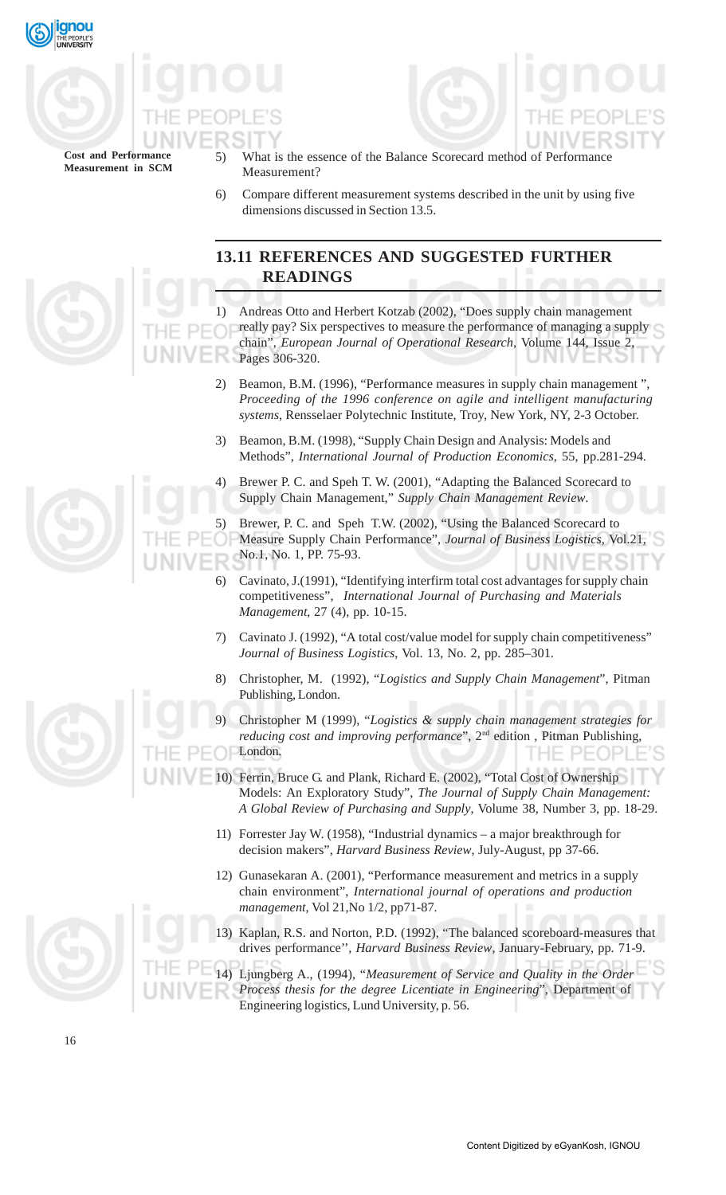5) What is the essence of the Balance Scorecard method of Performance Measurement?

6) Compare different measurement systems described in the unit by using five dimensions discussed in Section 13.5.

## 13.11 REFERENCES AND SUGGESTED FURTHER READINGS

1) Andreas Otto and Herbert Kotzab (2002), "Does supply chain management really pay? Six perspectives to measure the performance of managing a supply chain", *European Journal of Operational Research*, Volume 144, Issue 2, Pages 306-320.

2) Beamon, B.M. (1996), "Performance measures in supply chain management ", *Proceeding of the 1996 conference on agile and intelligent manufacturing systems*, Rensselaer Polytechnic Institute, Troy, New York, NY, 2-3 October.

3) Beamon, B.M. (1998), "Supply Chain Design and Analysis: Models and Methods", *International Journal of Production Economics*, 55, pp.281-294.

4) Brewer P. C. and Speh T. W. (2001), "Adapting the Balanced Scorecard to Supply Chain Management," *Supply Chain Management Review*.

5) Brewer, P. C. and Speh T.W. (2002), "Using the Balanced Scorecard to Measure Supply Chain Performance", *Journal of Business Logistics*, Vol.21, No.1, No. 1, PP. 75-93.

6) Cavinato, J.(1991), "Identifying interfirm total cost advantages for supply chain competitiveness", *International Journal of Purchasing and Materials Management*, 27 (4), pp. 10-15.

7) Cavinato J. (1992), "A total cost/value model for supply chain competitiveness" *Journal of Business Logistics*, Vol. 13, No. 2, pp. 285–301.

8) Christopher, M. (1992), "*Logistics and Supply Chain Management*", Pitman Publishing, London.

9) Christopher M (1999), "*Logistics & supply chain management strategies for reducing cost and improving performance*", 2nd edition , Pitman Publishing, London.

10) Ferrin, Bruce G. and Plank, Richard E. (2002), "Total Cost of Ownership Models: An Exploratory Study", *The Journal of Supply Chain Management: A Global Review of Purchasing and Supply*, Volume 38, Number 3, pp. 18-29.

11) Forrester Jay W. (1958), "Industrial dynamics – a major breakthrough for decision makers", *Harvard Business Review*, July-August, pp 37-66.

12) Gunasekaran A. (2001), "Performance measurement and metrics in a supply chain environment", *International journal of operations and production management*, Vol 21,No 1/2, pp71-87.

13) Kaplan, R.S. and Norton, P.D. (1992), "The balanced scoreboard-measures that drives performance'', *Harvard Business Review*, January-February, pp. 71-9.

14) Ljungberg A., (1994), "*Measurement of Service and Quality in the Order Process thesis for the degree Licentiate in Engineering*", Department of Engineering logistics, Lund University, p. 56.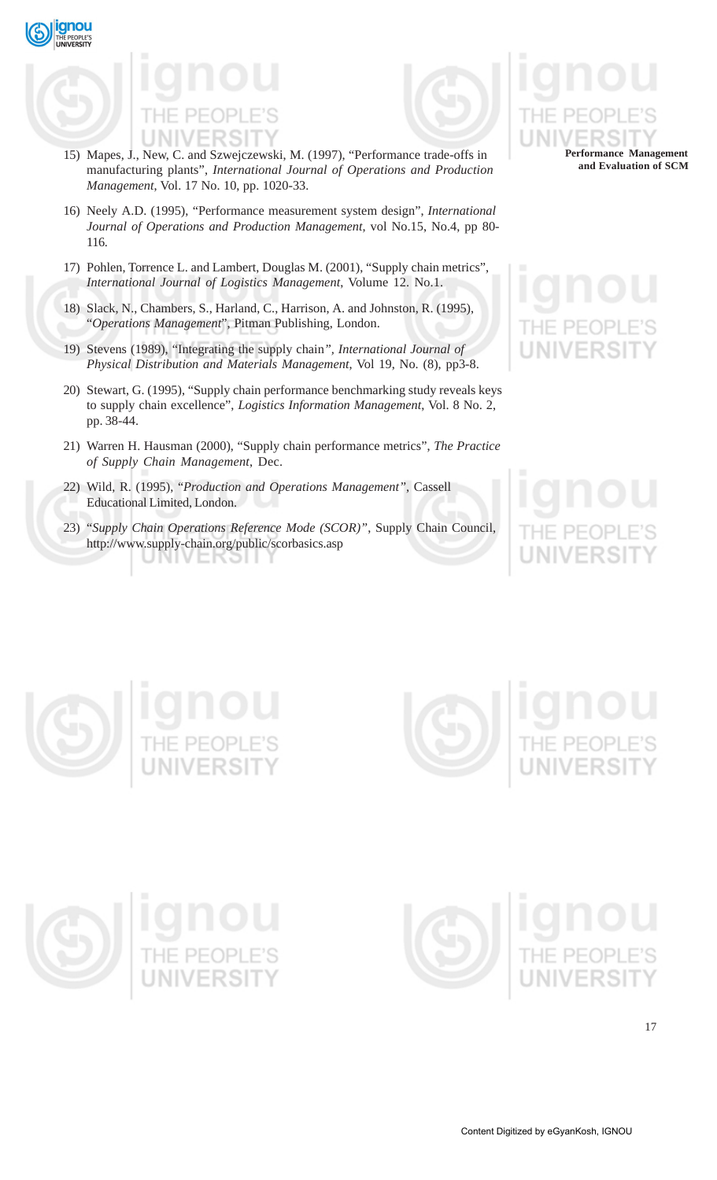15) Mapes, J., New, C. and Szwejczewski, M. (1997), "Performance trade-offs in manufacturing plants", *International Journal of Operations and Production Management*, Vol. 17 No. 10, pp. 1020-33.

16) Neely A.D. (1995), "Performance measurement system design", *International Journal of Operations and Production Management*, vol No.15, No.4, pp 80-116.

17) Pohlen, Torrence L. and Lambert, Douglas M. (2001), "Supply chain metrics", *International Journal of Logistics Management*, Volume 12. No.1.

18) Slack, N., Chambers, S., Harland, C., Harrison, A. and Johnston, R. (1995), "*Operations Management*", Pitman Publishing, London.

19) Stevens (1989), "Integrating the supply chain", *International Journal of Physical Distribution and Materials Management*, Vol 19, No. (8), pp3-8.

20) Stewart, G. (1995), "Supply chain performance benchmarking study reveals keys to supply chain excellence", *Logistics Information Management*, Vol. 8 No. 2, pp. 38-44.

21) Warren H. Hausman (2000), "Supply chain performance metrics", *The Practice of Supply Chain Management*, Dec.

22) Wild, R. (1995), "*Production and Operations Management*", Cassell Educational Limited, London.

23) "*Supply Chain Operations Reference Mode (SCOR)*", Supply Chain Council, http://www.supply-chain.org/public/scorbasics.asp